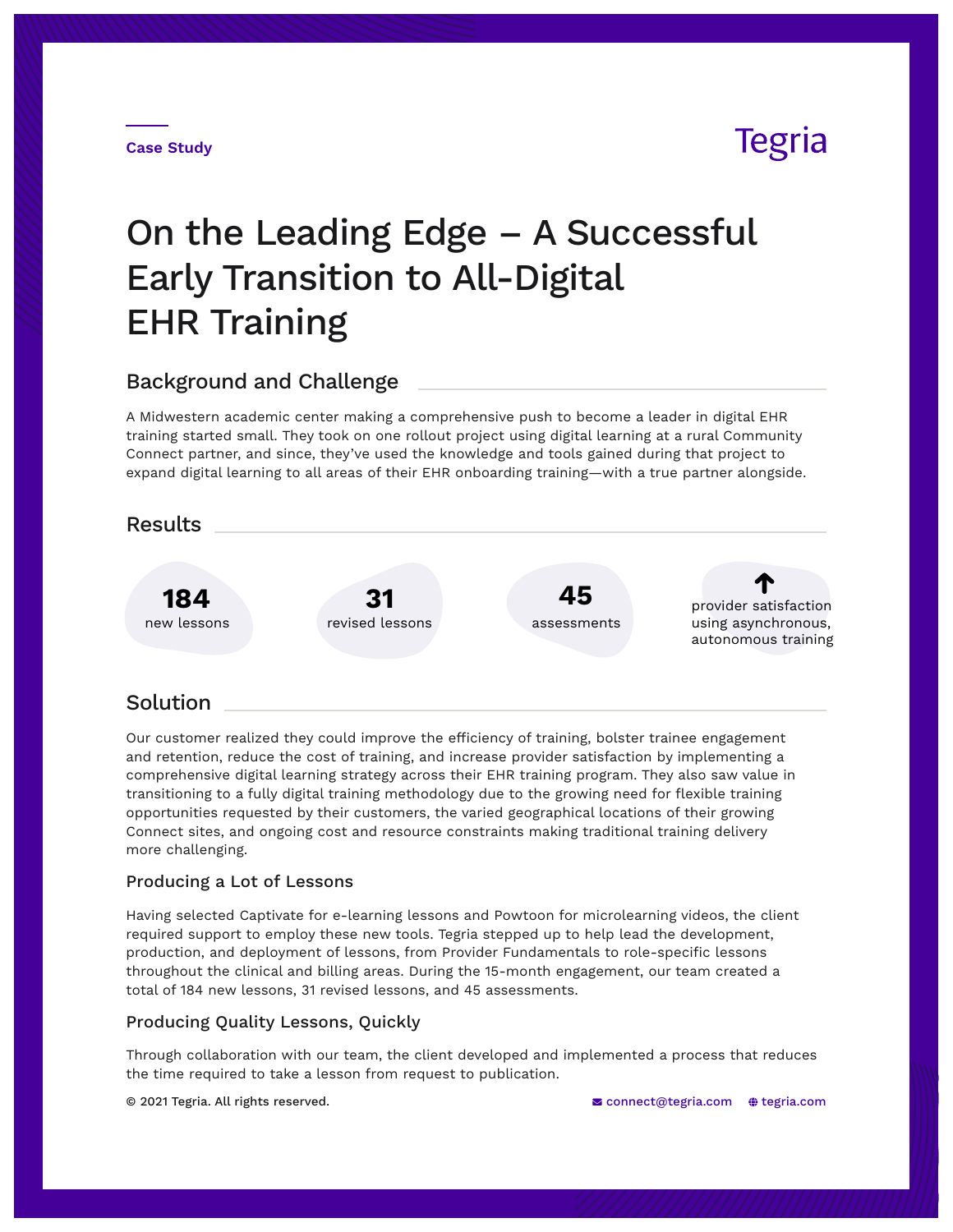Case Study

Tegria

# On the Leading Edge – A Successful Early Transition to All-Digital EHR Training

## Background and Challenge

A Midwestern academic center making a comprehensive push to become a leader in digital EHR training started small. They took on one rollout project using digital learning at a rural Community Connect partner, and since, they've used the knowledge and tools gained during that project to expand digital learning to all areas of their EHR onboarding training—with a true partner alongside.

## Results

**184** new lessons

**31** revised lessons

**45** assessments

**↑** provider satisfaction using asynchronous, autonomous training

## Solution

Our customer realized they could improve the efficiency of training, bolster trainee engagement and retention, reduce the cost of training, and increase provider satisfaction by implementing a comprehensive digital learning strategy across their EHR training program. They also saw value in transitioning to a fully digital training methodology due to the growing need for flexible training opportunities requested by their customers, the varied geographical locations of their growing Connect sites, and ongoing cost and resource constraints making traditional training delivery more challenging.

### Producing a Lot of Lessons

Having selected Captivate for e-learning lessons and Powtoon for microlearning videos, the client required support to employ these new tools. Tegria stepped up to help lead the development, production, and deployment of lessons, from Provider Fundamentals to role-specific lessons throughout the clinical and billing areas. During the 15-month engagement, our team created a total of 184 new lessons, 31 revised lessons, and 45 assessments.

### Producing Quality Lessons, Quickly

Through collaboration with our team, the client developed and implemented a process that reduces the time required to take a lesson from request to publication.

© 2021 Tegria. All rights reserved. connect@tegria.com tegria.com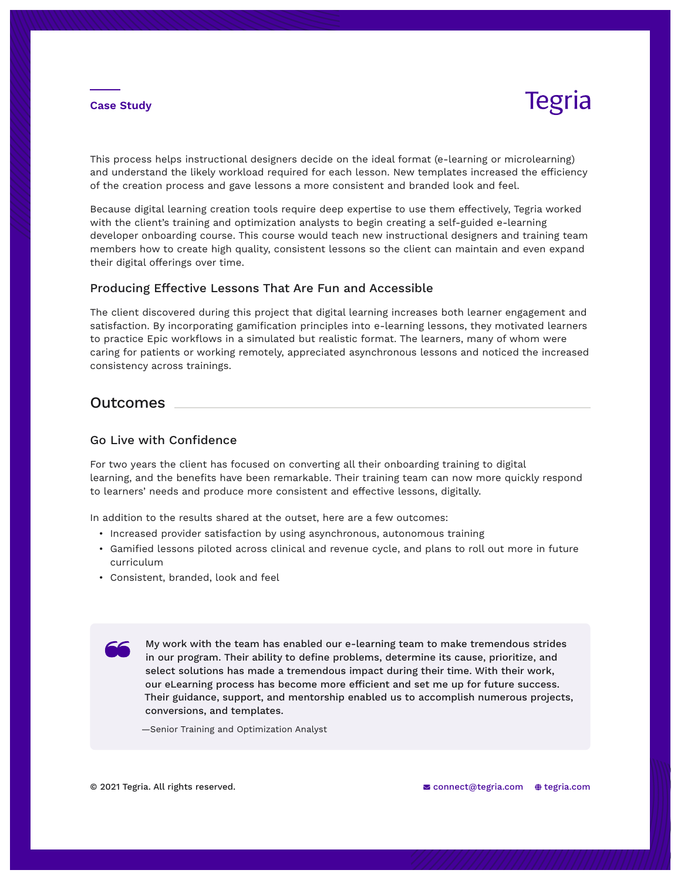This process helps instructional designers decide on the ideal format (e-learning or microlearning) and understand the likely workload required for each lesson. New templates increased the efficiency of the creation process and gave lessons a more consistent and branded look and feel.

Because digital learning creation tools require deep expertise to use them effectively, Tegria worked with the client's training and optimization analysts to begin creating a self-guided e-learning developer onboarding course. This course would teach new instructional designers and training team members how to create high quality, consistent lessons so the client can maintain and even expand their digital offerings over time.

### Producing Effective Lessons That Are Fun and Accessible

The client discovered during this project that digital learning increases both learner engagement and satisfaction. By incorporating gamification principles into e-learning lessons, they motivated learners to practice Epic workflows in a simulated but realistic format. The learners, many of whom were caring for patients or working remotely, appreciated asynchronous lessons and noticed the increased consistency across trainings.

## Outcomes

### Go Live with Confidence

For two years the client has focused on converting all their onboarding training to digital learning, and the benefits have been remarkable. Their training team can now more quickly respond to learners' needs and produce more consistent and effective lessons, digitally.

In addition to the results shared at the outset, here are a few outcomes:

- Increased provider satisfaction by using asynchronous, autonomous training
- Gamified lessons piloted across clinical and revenue cycle, and plans to roll out more in future curriculum
- Consistent, branded, look and feel

> **My work with the team has enabled our e-learning team to make tremendous strides in our program. Their ability to define problems, determine its cause, prioritize, and select solutions has made a tremendous impact during their time. With their work, our eLearning process has become more efficient and set me up for future success. Their guidance, support, and mentorship enabled us to accomplish numerous projects, conversions, and templates.**
>
> —Senior Training and Optimization Analyst

© 2021 Tegria. All rights reserved.

connect@tegria.com tegria.com